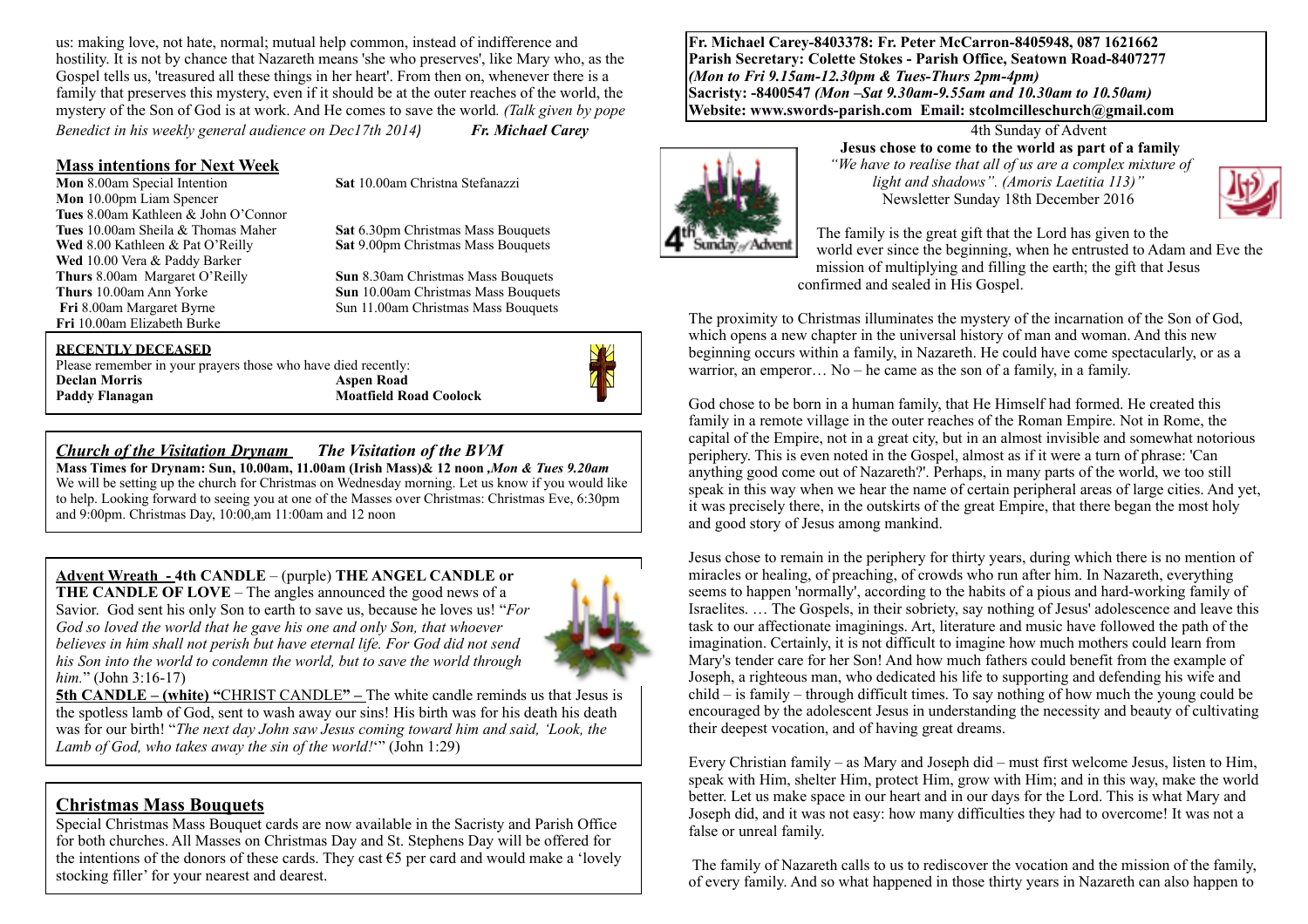us: making love, not hate, normal; mutual help common, instead of indifference and hostility. It is not by chance that Nazareth means 'she who preserves', like Mary who, as the Gospel tells us, 'treasured all these things in her heart'. From then on, whenever there is a family that preserves this mystery, even if it should be at the outer reaches of the world, the mystery of the Son of God is at work. And He comes to save the world. *(Talk given by pope Benedict in his weekly general audience on Dec17th 2014)* ***Fr. Michael Carey***

## Mass intentions for Next Week

**Mon** 8.00am Special Intention
**Mon** 10.00pm Liam Spencer
**Tues** 8.00am Kathleen & John O'Connor
**Tues** 10.00am Sheila & Thomas Maher
**Wed** 8.00 Kathleen & Pat O'Reilly
**Wed** 10.00 Vera & Paddy Barker
**Thurs** 8.00am Margaret O'Reilly
**Thurs** 10.00am Ann Yorke
**Fri** 8.00am Margaret Byrne
**Fri** 10.00am Elizabeth Burke

**Sat** 10.00am Christna Stefanazzi
**Sat** 6.30pm Christmas Mass Bouquets
**Sat** 9.00pm Christmas Mass Bouquets
**Sun** 8.30am Christmas Mass Bouquets
**Sun** 10.00am Christmas Mass Bouquets
Sun 11.00am Christmas Mass Bouquets

### RECENTLY DECEASED

Please remember in your prayers those who have died recently:

**Declan Morris** **Aspen Road**
**Paddy Flanagan** **Moatfield Road Coolock**

## *Church of the Visitation Drynam* *The Visitation of the BVM*

**Mass Times for Drynam: Sun, 10.00am, 11.00am (Irish Mass)& 12 noon ,*Mon & Tues 9.20am***
We will be setting up the church for Christmas on Wednesday morning. Let us know if you would like to help. Looking forward to seeing you at one of the Masses over Christmas: Christmas Eve, 6:30pm and 9:00pm. Christmas Day, 10:00,am 11:00am and 12 noon

**Advent Wreath - 4th CANDLE** – (purple) **THE ANGEL CANDLE or THE CANDLE OF LOVE** – The angles announced the good news of a Savior. God sent his only Son to earth to save us, because he loves us! "*For God so loved the world that he gave his one and only Son, that whoever believes in him shall not perish but have eternal life. For God did not send his Son into the world to condemn the world, but to save the world through him.*" (John 3:16-17)

**5th CANDLE – (white) "**CHRIST CANDLE**" –** The white candle reminds us that Jesus is the spotless lamb of God, sent to wash away our sins! His birth was for his death his death was for our birth! "*The next day John saw Jesus coming toward him and said, 'Look, the Lamb of God, who takes away the sin of the world!*'" (John 1:29)

## Christmas Mass Bouquets

Special Christmas Mass Bouquet cards are now available in the Sacristy and Parish Office for both churches. All Masses on Christmas Day and St. Stephens Day will be offered for the intentions of the donors of these cards. They cost €5 per card and would make a 'lovely stocking filler' for your nearest and dearest.

**Fr. Michael Carey-8403378: Fr. Peter McCarron-8405948, 087 1621662**
**Parish Secretary: Colette Stokes - Parish Office, Seatown Road-8407277**
***(Mon to Fri 9.15am-12.30pm & Tues-Thurs 2pm-4pm)***
**Sacristy: -8400547 *(Mon –Sat 9.30am-9.55am and 10.30am to 10.50am)***
**Website: www.swords-parish.com Email: stcolmcilleschurch@gmail.com**

4th Sunday of Advent
**Jesus chose to come to the world as part of a family**
*"We have to realise that all of us are a complex mixture of light and shadows". (Amoris Laetitia 113)"*
Newsletter Sunday 18th December 2016

The family is the great gift that the Lord has given to the world ever since the beginning, when he entrusted to Adam and Eve the mission of multiplying and filling the earth; the gift that Jesus confirmed and sealed in His Gospel.

The proximity to Christmas illuminates the mystery of the incarnation of the Son of God, which opens a new chapter in the universal history of man and woman. And this new beginning occurs within a family, in Nazareth. He could have come spectacularly, or as a warrior, an emperor… No – he came as the son of a family, in a family.

God chose to be born in a human family, that He Himself had formed. He created this family in a remote village in the outer reaches of the Roman Empire. Not in Rome, the capital of the Empire, not in a great city, but in an almost invisible and somewhat notorious periphery. This is even noted in the Gospel, almost as if it were a turn of phrase: 'Can anything good come out of Nazareth?'. Perhaps, in many parts of the world, we too still speak in this way when we hear the name of certain peripheral areas of large cities. And yet, it was precisely there, in the outskirts of the great Empire, that there began the most holy and good story of Jesus among mankind.

Jesus chose to remain in the periphery for thirty years, during which there is no mention of miracles or healing, of preaching, of crowds who run after him. In Nazareth, everything seems to happen 'normally', according to the habits of a pious and hard-working family of Israelites. … The Gospels, in their sobriety, say nothing of Jesus' adolescence and leave this task to our affectionate imaginings. Art, literature and music have followed the path of the imagination. Certainly, it is not difficult to imagine how much mothers could learn from Mary's tender care for her Son! And how much fathers could benefit from the example of Joseph, a righteous man, who dedicated his life to supporting and defending his wife and child – is family – through difficult times. To say nothing of how much the young could be encouraged by the adolescent Jesus in understanding the necessity and beauty of cultivating their deepest vocation, and of having great dreams.

Every Christian family – as Mary and Joseph did – must first welcome Jesus, listen to Him, speak with Him, shelter Him, protect Him, grow with Him; and in this way, make the world better. Let us make space in our heart and in our days for the Lord. This is what Mary and Joseph did, and it was not easy: how many difficulties they had to overcome! It was not a false or unreal family.

The family of Nazareth calls to us to rediscover the vocation and the mission of the family, of every family. And so what happened in those thirty years in Nazareth can also happen to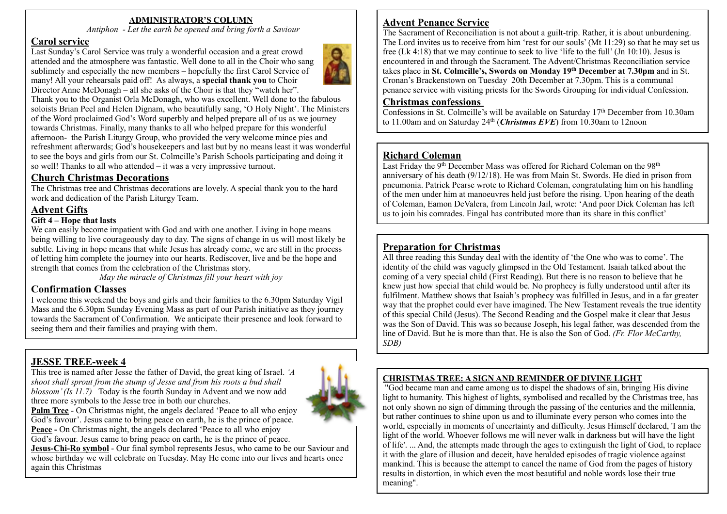## ADMINISTRATOR'S COLUMN

*Antiphon - Let the earth be opened and bring forth a Saviour*

### Carol service

Last Sunday's Carol Service was truly a wonderful occasion and a great crowd attended and the atmosphere was fantastic. Well done to all in the Choir who sang sublimely and especially the new members – hopefully the first Carol Service of many! All your rehearsals paid off! As always, a **special thank you** to Choir Director Anne McDonagh – all she asks of the Choir is that they "watch her". Thank you to the Organist Orla McDonagh, who was excellent. Well done to the fabulous soloists Brian Peel and Helen Dignam, who beautifully sang, 'O Holy Night'. The Ministers of the Word proclaimed God's Word superbly and helped prepare all of us as we journey towards Christmas. Finally, many thanks to all who helped prepare for this wonderful afternoon- the Parish Liturgy Group, who provided the very welcome mince pies and refreshment afterwards; God's housekeepers and last but by no means least it was wonderful to see the boys and girls from our St. Colmcille's Parish Schools participating and doing it so well! Thanks to all who attended – it was a very impressive turnout.

### Church Christmas Decorations

The Christmas tree and Christmas decorations are lovely. A special thank you to the hard work and dedication of the Parish Liturgy Team.

### Advent Gifts

**Gift 4 – Hope that lasts**

We can easily become impatient with God and with one another. Living in hope means being willing to live courageously day to day. The signs of change in us will most likely be subtle. Living in hope means that while Jesus has already come, we are still in the process of letting him complete the journey into our hearts. Rediscover, live and be the hope and strength that comes from the celebration of the Christmas story.

*May the miracle of Christmas fill your heart with joy*

### Confirmation Classes

I welcome this weekend the boys and girls and their families to the 6.30pm Saturday Vigil Mass and the 6.30pm Sunday Evening Mass as part of our Parish initiative as they journey towards the Sacrament of Confirmation. We anticipate their presence and look forward to seeing them and their families and praying with them.

## JESSE TREE-week 4

This tree is named after Jesse the father of David, the great king of Israel. *'A shoot shall sprout from the stump of Jesse and from his roots a bud shall blossom' (Is 11.7)* Today is the fourth Sunday in Advent and we now add three more symbols to the Jesse tree in both our churches.

**Palm Tree** - On Christmas night, the angels declared 'Peace to all who enjoy God's favour'. Jesus came to bring peace on earth, he is the prince of peace.

**Peace -** On Christmas night, the angels declared 'Peace to all who enjoy God's favour. Jesus came to bring peace on earth, he is the prince of peace.

**Jesus-Chi-Ro symbol** - Our final symbol represents Jesus, who came to be our Saviour and whose birthday we will celebrate on Tuesday. May He come into our lives and hearts once again this Christmas

## Advent Penance Service

The Sacrament of Reconciliation is not about a guilt-trip. Rather, it is about unburdening. The Lord invites us to receive from him 'rest for our souls' (Mt 11:29) so that he may set us free (Lk 4:18) that we may continue to seek to live 'life to the full' (Jn 10:10). Jesus is encountered in and through the Sacrament. The Advent/Christmas Reconciliation service takes place in **St. Colmcille's, Swords on Monday 19th December at 7.30pm** and in St. Cronan's Brackenstown on Tuesday 20th December at 7.30pm. This is a communal penance service with visiting priests for the Swords Grouping for individual Confession.

## Christmas confessions

Confessions in St. Colmcille's will be available on Saturday 17th December from 10.30am to 11.00am and on Saturday 24th (***Christmas EVE***) from 10.30am to 12noon

## Richard Coleman

Last Friday the 9th December Mass was offered for Richard Coleman on the 98th anniversary of his death (9/12/18). He was from Main St. Swords. He died in prison from pneumonia. Patrick Pearse wrote to Richard Coleman, congratulating him on his handling of the men under him at manoeuvres held just before the rising. Upon hearing of the death of Coleman, Eamon DeValera, from Lincoln Jail, wrote: 'And poor Dick Coleman has left us to join his comrades. Fingal has contributed more than its share in this conflict'

## Preparation for Christmas

All three reading this Sunday deal with the identity of 'the One who was to come'. The identity of the child was vaguely glimpsed in the Old Testament. Isaiah talked about the coming of a very special child (First Reading). But there is no reason to believe that he knew just how special that child would be. No prophecy is fully understood until after its fulfilment. Matthew shows that Isaiah's prophecy was fulfilled in Jesus, and in a far greater way that the prophet could ever have imagined. The New Testament reveals the true identity of this special Child (Jesus). The Second Reading and the Gospel make it clear that Jesus was the Son of David. This was so because Joseph, his legal father, was descended from the line of David. But he is more than that. He is also the Son of God. *(Fr. Flor McCarthy, SDB)*

## CHRISTMAS TREE: A SIGN AND REMINDER OF DIVINE LIGHT

"God became man and came among us to dispel the shadows of sin, bringing His divine light to humanity. This highest of lights, symbolised and recalled by the Christmas tree, has not only shown no sign of dimming through the passing of the centuries and the millennia, but rather continues to shine upon us and to illuminate every person who comes into the world, especially in moments of uncertainty and difficulty. Jesus Himself declared, 'I am the light of the world. Whoever follows me will never walk in darkness but will have the light of life'. ... And, the attempts made through the ages to extinguish the light of God, to replace it with the glare of illusion and deceit, have heralded episodes of tragic violence against mankind. This is because the attempt to cancel the name of God from the pages of history results in distortion, in which even the most beautiful and noble words lose their true meaning".